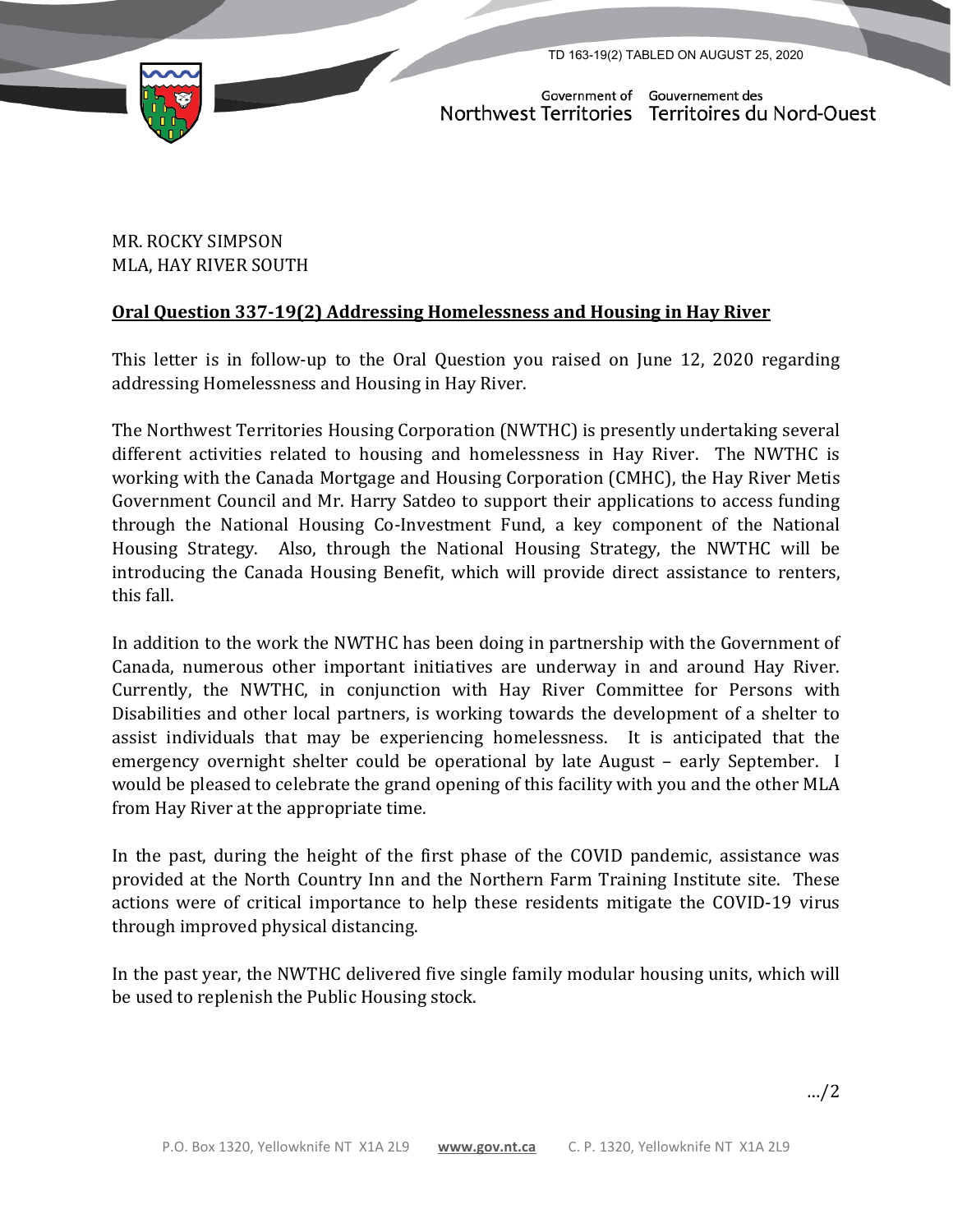TD 163-19(2) TABLED ON AUGUST 25, 2020

Government of Northwest Territories
Gouvernement des Territoires du Nord-Ouest

MR. ROCKY SIMPSON
MLA, HAY RIVER SOUTH

**Oral Question 337-19(2) Addressing Homelessness and Housing in Hay River**

This letter is in follow-up to the Oral Question you raised on June 12, 2020 regarding addressing Homelessness and Housing in Hay River.

The Northwest Territories Housing Corporation (NWTHC) is presently undertaking several different activities related to housing and homelessness in Hay River. The NWTHC is working with the Canada Mortgage and Housing Corporation (CMHC), the Hay River Metis Government Council and Mr. Harry Satdeo to support their applications to access funding through the National Housing Co-Investment Fund, a key component of the National Housing Strategy. Also, through the National Housing Strategy, the NWTHC will be introducing the Canada Housing Benefit, which will provide direct assistance to renters, this fall.

In addition to the work the NWTHC has been doing in partnership with the Government of Canada, numerous other important initiatives are underway in and around Hay River. Currently, the NWTHC, in conjunction with Hay River Committee for Persons with Disabilities and other local partners, is working towards the development of a shelter to assist individuals that may be experiencing homelessness. It is anticipated that the emergency overnight shelter could be operational by late August – early September. I would be pleased to celebrate the grand opening of this facility with you and the other MLA from Hay River at the appropriate time.

In the past, during the height of the first phase of the COVID pandemic, assistance was provided at the North Country Inn and the Northern Farm Training Institute site. These actions were of critical importance to help these residents mitigate the COVID-19 virus through improved physical distancing.

In the past year, the NWTHC delivered five single family modular housing units, which will be used to replenish the Public Housing stock.

…/2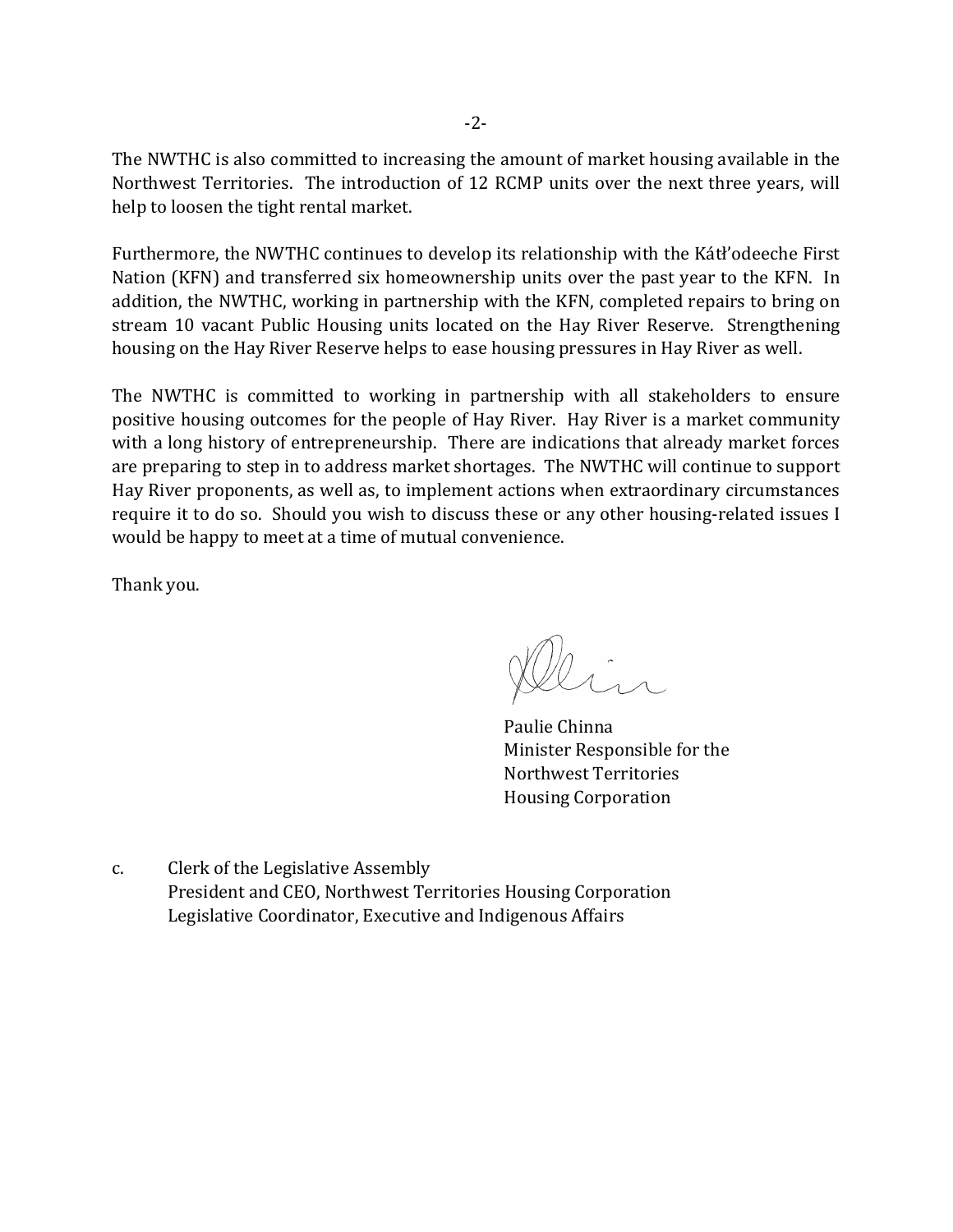The NWTHC is also committed to increasing the amount of market housing available in the Northwest Territories. The introduction of 12 RCMP units over the next three years, will help to loosen the tight rental market.

Furthermore, the NWTHC continues to develop its relationship with the Kátł'odeeche First Nation (KFN) and transferred six homeownership units over the past year to the KFN. In addition, the NWTHC, working in partnership with the KFN, completed repairs to bring on stream 10 vacant Public Housing units located on the Hay River Reserve. Strengthening housing on the Hay River Reserve helps to ease housing pressures in Hay River as well.

The NWTHC is committed to working in partnership with all stakeholders to ensure positive housing outcomes for the people of Hay River. Hay River is a market community with a long history of entrepreneurship. There are indications that already market forces are preparing to step in to address market shortages. The NWTHC will continue to support Hay River proponents, as well as, to implement actions when extraordinary circumstances require it to do so. Should you wish to discuss these or any other housing-related issues I would be happy to meet at a time of mutual convenience.

Thank you.

Paulie Chinna
Minister Responsible for the
Northwest Territories
Housing Corporation

c. Clerk of the Legislative Assembly
President and CEO, Northwest Territories Housing Corporation
Legislative Coordinator, Executive and Indigenous Affairs